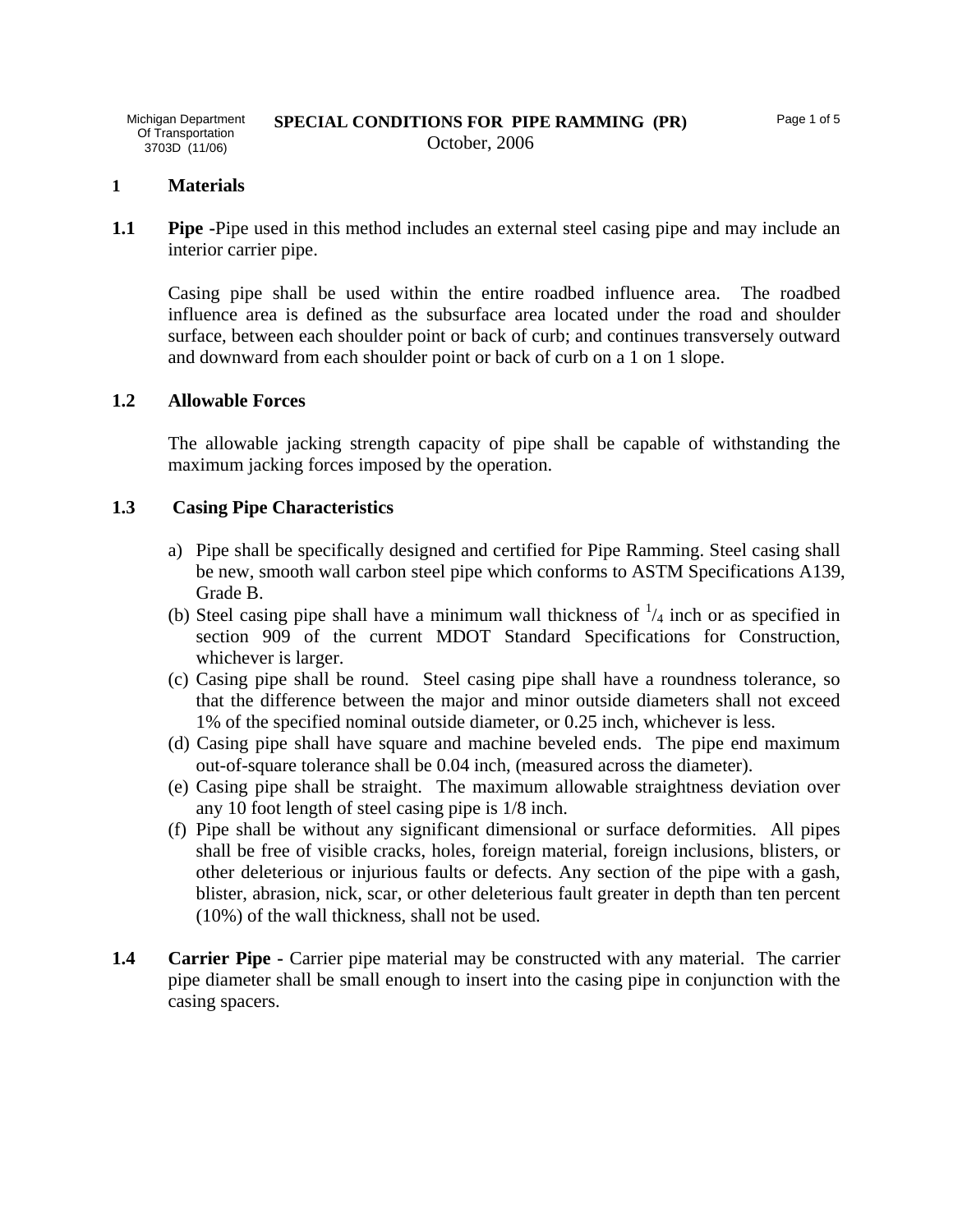Michigan Department Of Transportation 3703D (11/06)

# SPECIAL CONDITIONS FOR PIPE RAMMING (PR)

October, 2006

## 1 Materials

**1.1 Pipe** -Pipe used in this method includes an external steel casing pipe and may include an interior carrier pipe.

Casing pipe shall be used within the entire roadbed influence area. The roadbed influence area is defined as the subsurface area located under the road and shoulder surface, between each shoulder point or back of curb; and continues transversely outward and downward from each shoulder point or back of curb on a 1 on 1 slope.

### 1.2 Allowable Forces

The allowable jacking strength capacity of pipe shall be capable of withstanding the maximum jacking forces imposed by the operation.

### 1.3 Casing Pipe Characteristics

a) Pipe shall be specifically designed and certified for Pipe Ramming. Steel casing shall be new, smooth wall carbon steel pipe which conforms to ASTM Specifications A139, Grade B.

(b) Steel casing pipe shall have a minimum wall thickness of $^{1}/_{4}$ inch or as specified in section 909 of the current MDOT Standard Specifications for Construction, whichever is larger.

(c) Casing pipe shall be round. Steel casing pipe shall have a roundness tolerance, so that the difference between the major and minor outside diameters shall not exceed 1% of the specified nominal outside diameter, or 0.25 inch, whichever is less.

(d) Casing pipe shall have square and machine beveled ends. The pipe end maximum out-of-square tolerance shall be 0.04 inch, (measured across the diameter).

(e) Casing pipe shall be straight. The maximum allowable straightness deviation over any 10 foot length of steel casing pipe is 1/8 inch.

(f) Pipe shall be without any significant dimensional or surface deformities. All pipes shall be free of visible cracks, holes, foreign material, foreign inclusions, blisters, or other deleterious or injurious faults or defects. Any section of the pipe with a gash, blister, abrasion, nick, scar, or other deleterious fault greater in depth than ten percent (10%) of the wall thickness, shall not be used.

**1.4 Carrier Pipe -** Carrier pipe material may be constructed with any material. The carrier pipe diameter shall be small enough to insert into the casing pipe in conjunction with the casing spacers.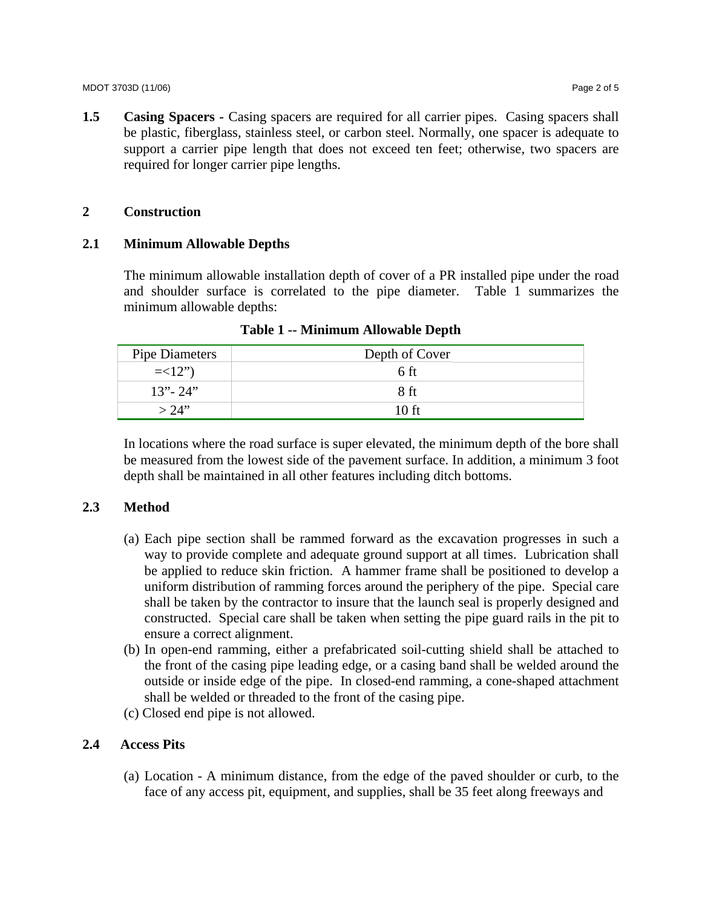**1.5 Casing Spacers -** Casing spacers are required for all carrier pipes. Casing spacers shall be plastic, fiberglass, stainless steel, or carbon steel. Normally, one spacer is adequate to support a carrier pipe length that does not exceed ten feet; otherwise, two spacers are required for longer carrier pipe lengths.

## 2 Construction

### 2.1 Minimum Allowable Depths

The minimum allowable installation depth of cover of a PR installed pipe under the road and shoulder surface is correlated to the pipe diameter. Table 1 summarizes the minimum allowable depths:

**Table 1 -- Minimum Allowable Depth**

| Pipe Diameters | Depth of Cover |
|---|---|
| =<12") | 6 ft |
| 13"- 24" | 8 ft |
| > 24" | 10 ft |

In locations where the road surface is super elevated, the minimum depth of the bore shall be measured from the lowest side of the pavement surface. In addition, a minimum 3 foot depth shall be maintained in all other features including ditch bottoms.

### 2.3 Method

(a) Each pipe section shall be rammed forward as the excavation progresses in such a way to provide complete and adequate ground support at all times. Lubrication shall be applied to reduce skin friction. A hammer frame shall be positioned to develop a uniform distribution of ramming forces around the periphery of the pipe. Special care shall be taken by the contractor to insure that the launch seal is properly designed and constructed. Special care shall be taken when setting the pipe guard rails in the pit to ensure a correct alignment.

(b) In open-end ramming, either a prefabricated soil-cutting shield shall be attached to the front of the casing pipe leading edge, or a casing band shall be welded around the outside or inside edge of the pipe. In closed-end ramming, a cone-shaped attachment shall be welded or threaded to the front of the casing pipe.

(c) Closed end pipe is not allowed.

### 2.4 Access Pits

(a) Location - A minimum distance, from the edge of the paved shoulder or curb, to the face of any access pit, equipment, and supplies, shall be 35 feet along freeways and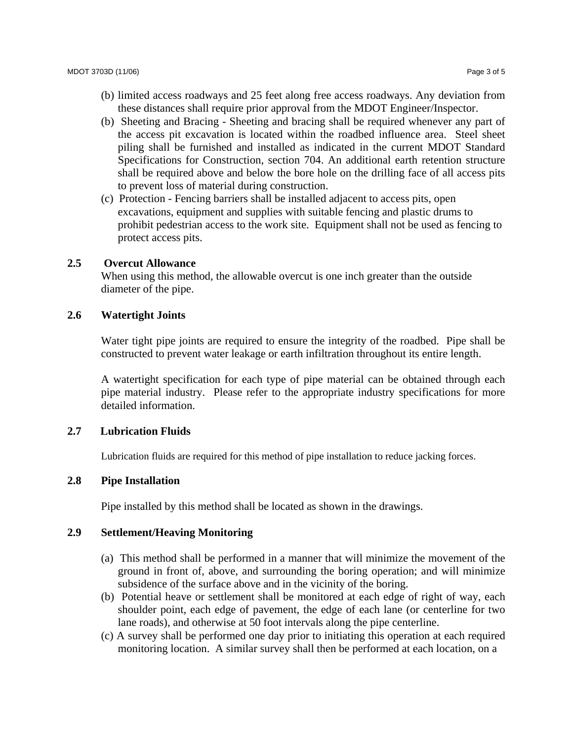(b) limited access roadways and 25 feet along free access roadways. Any deviation from these distances shall require prior approval from the MDOT Engineer/Inspector.

(b) Sheeting and Bracing - Sheeting and bracing shall be required whenever any part of the access pit excavation is located within the roadbed influence area. Steel sheet piling shall be furnished and installed as indicated in the current MDOT Standard Specifications for Construction, section 704. An additional earth retention structure shall be required above and below the bore hole on the drilling face of all access pits to prevent loss of material during construction.

(c) Protection - Fencing barriers shall be installed adjacent to access pits, open excavations, equipment and supplies with suitable fencing and plastic drums to prohibit pedestrian access to the work site. Equipment shall not be used as fencing to protect access pits.

### 2.5 Overcut Allowance

When using this method, the allowable overcut is one inch greater than the outside diameter of the pipe.

### 2.6 Watertight Joints

Water tight pipe joints are required to ensure the integrity of the roadbed. Pipe shall be constructed to prevent water leakage or earth infiltration throughout its entire length.

A watertight specification for each type of pipe material can be obtained through each pipe material industry. Please refer to the appropriate industry specifications for more detailed information.

### 2.7 Lubrication Fluids

Lubrication fluids are required for this method of pipe installation to reduce jacking forces.

### 2.8 Pipe Installation

Pipe installed by this method shall be located as shown in the drawings.

### 2.9 Settlement/Heaving Monitoring

(a) This method shall be performed in a manner that will minimize the movement of the ground in front of, above, and surrounding the boring operation; and will minimize subsidence of the surface above and in the vicinity of the boring.

(b) Potential heave or settlement shall be monitored at each edge of right of way, each shoulder point, each edge of pavement, the edge of each lane (or centerline for two lane roads), and otherwise at 50 foot intervals along the pipe centerline.

(c) A survey shall be performed one day prior to initiating this operation at each required monitoring location. A similar survey shall then be performed at each location, on a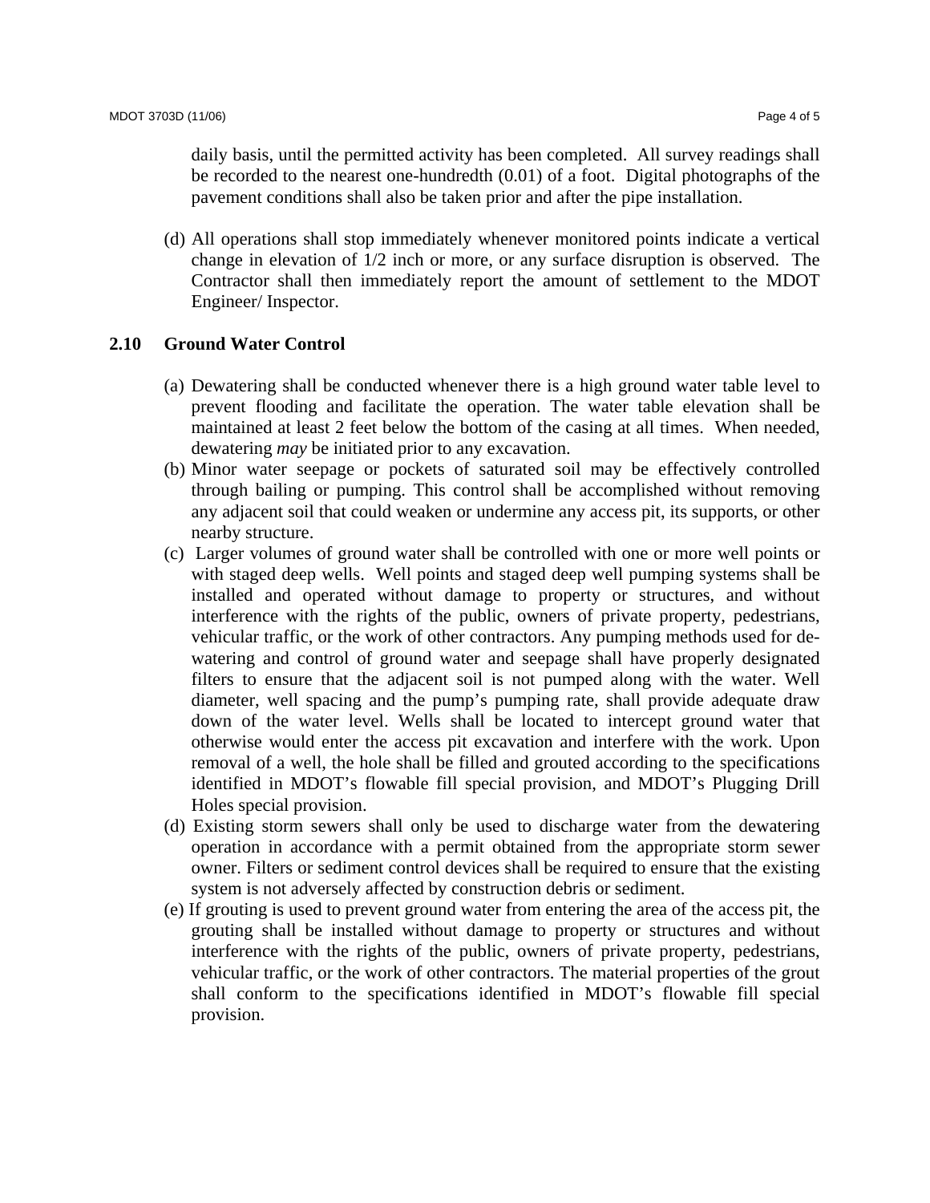daily basis, until the permitted activity has been completed. All survey readings shall be recorded to the nearest one-hundredth (0.01) of a foot. Digital photographs of the pavement conditions shall also be taken prior and after the pipe installation.

(d) All operations shall stop immediately whenever monitored points indicate a vertical change in elevation of 1/2 inch or more, or any surface disruption is observed. The Contractor shall then immediately report the amount of settlement to the MDOT Engineer/ Inspector.

## 2.10 Ground Water Control

(a) Dewatering shall be conducted whenever there is a high ground water table level to prevent flooding and facilitate the operation. The water table elevation shall be maintained at least 2 feet below the bottom of the casing at all times. When needed, dewatering *may* be initiated prior to any excavation.

(b) Minor water seepage or pockets of saturated soil may be effectively controlled through bailing or pumping. This control shall be accomplished without removing any adjacent soil that could weaken or undermine any access pit, its supports, or other nearby structure.

(c) Larger volumes of ground water shall be controlled with one or more well points or with staged deep wells. Well points and staged deep well pumping systems shall be installed and operated without damage to property or structures, and without interference with the rights of the public, owners of private property, pedestrians, vehicular traffic, or the work of other contractors. Any pumping methods used for de-watering and control of ground water and seepage shall have properly designated filters to ensure that the adjacent soil is not pumped along with the water. Well diameter, well spacing and the pump's pumping rate, shall provide adequate draw down of the water level. Wells shall be located to intercept ground water that otherwise would enter the access pit excavation and interfere with the work. Upon removal of a well, the hole shall be filled and grouted according to the specifications identified in MDOT's flowable fill special provision, and MDOT's Plugging Drill Holes special provision.

(d) Existing storm sewers shall only be used to discharge water from the dewatering operation in accordance with a permit obtained from the appropriate storm sewer owner. Filters or sediment control devices shall be required to ensure that the existing system is not adversely affected by construction debris or sediment.

(e) If grouting is used to prevent ground water from entering the area of the access pit, the grouting shall be installed without damage to property or structures and without interference with the rights of the public, owners of private property, pedestrians, vehicular traffic, or the work of other contractors. The material properties of the grout shall conform to the specifications identified in MDOT's flowable fill special provision.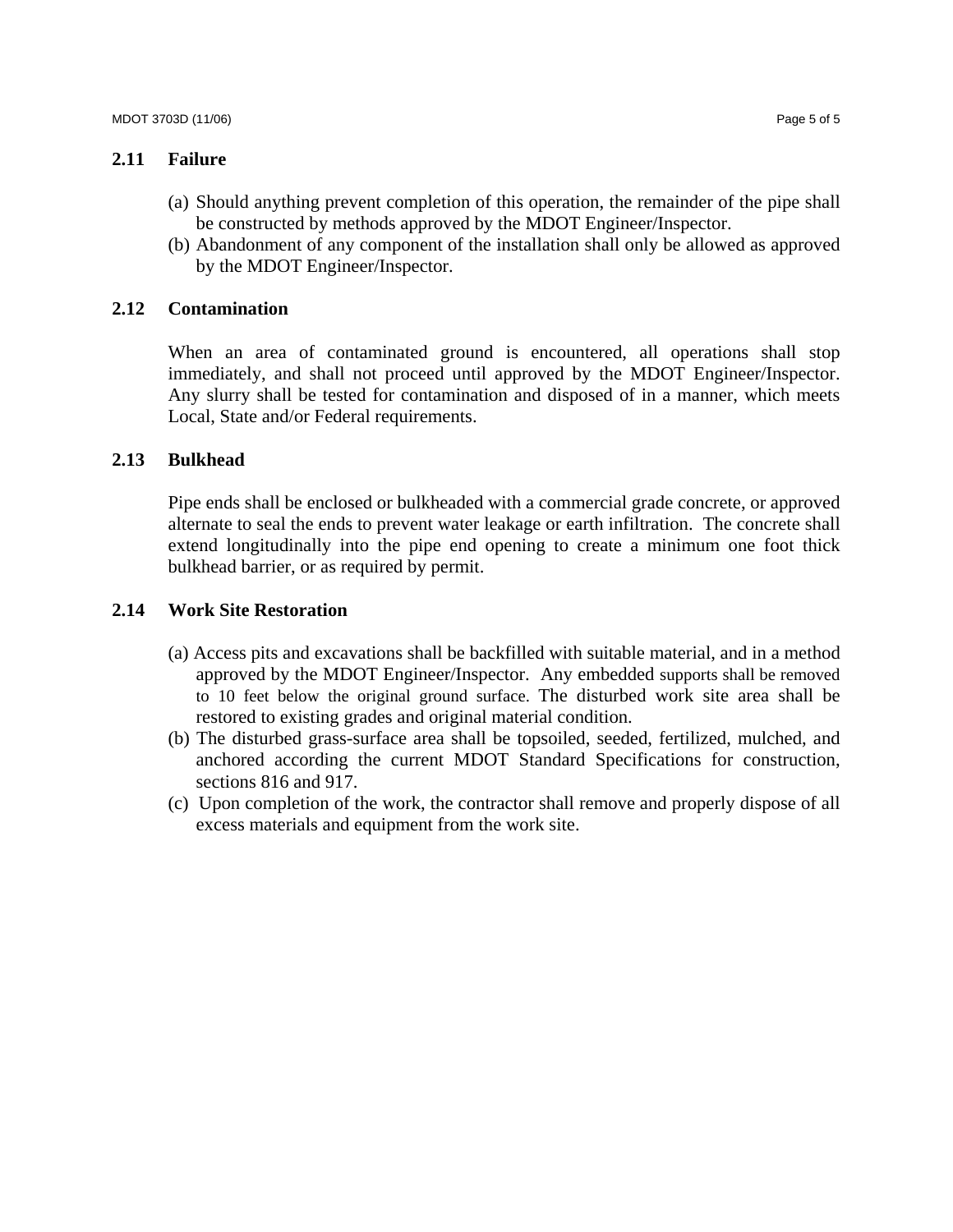## 2.11 Failure

(a) Should anything prevent completion of this operation, the remainder of the pipe shall be constructed by methods approved by the MDOT Engineer/Inspector.

(b) Abandonment of any component of the installation shall only be allowed as approved by the MDOT Engineer/Inspector.

## 2.12 Contamination

When an area of contaminated ground is encountered, all operations shall stop immediately, and shall not proceed until approved by the MDOT Engineer/Inspector. Any slurry shall be tested for contamination and disposed of in a manner, which meets Local, State and/or Federal requirements.

## 2.13 Bulkhead

Pipe ends shall be enclosed or bulkheaded with a commercial grade concrete, or approved alternate to seal the ends to prevent water leakage or earth infiltration. The concrete shall extend longitudinally into the pipe end opening to create a minimum one foot thick bulkhead barrier, or as required by permit.

## 2.14 Work Site Restoration

(a) Access pits and excavations shall be backfilled with suitable material, and in a method approved by the MDOT Engineer/Inspector. Any embedded supports shall be removed to 10 feet below the original ground surface. The disturbed work site area shall be restored to existing grades and original material condition.

(b) The disturbed grass-surface area shall be topsoiled, seeded, fertilized, mulched, and anchored according the current MDOT Standard Specifications for construction, sections 816 and 917.

(c) Upon completion of the work, the contractor shall remove and properly dispose of all excess materials and equipment from the work site.